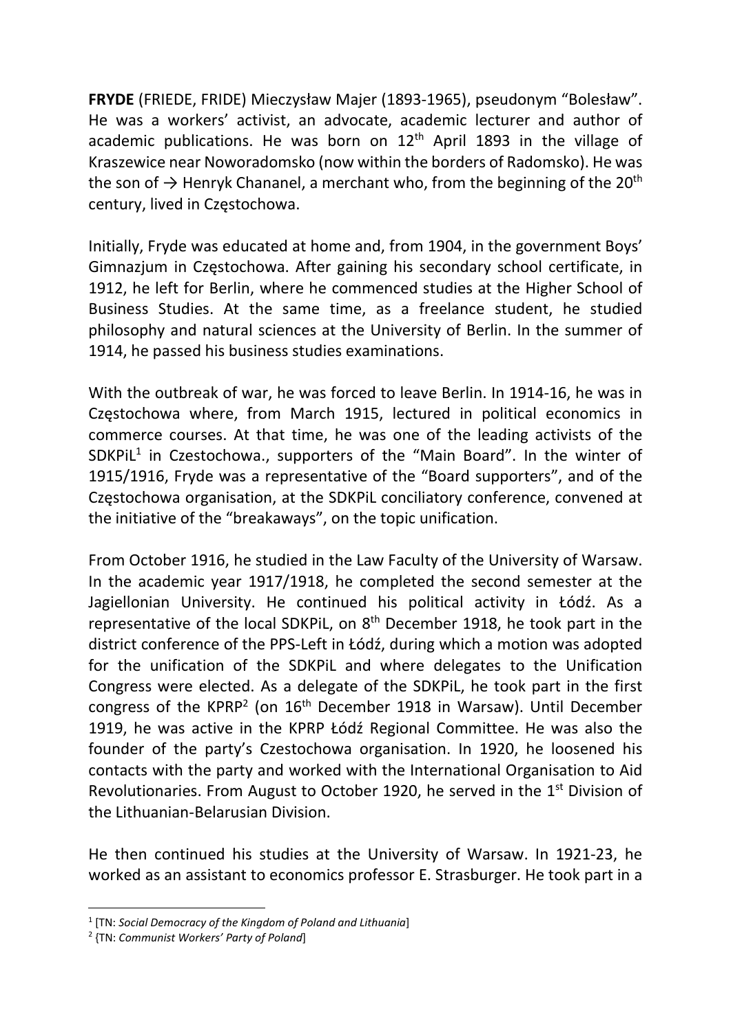**FRYDE** (FRIEDE, FRIDE) Mieczysław Majer (1893-1965), pseudonym "Bolesław". He was a workers' activist, an advocate, academic lecturer and author of academic publications. He was born on 12th April 1893 in the village of Kraszewice near Noworadomsko (now within the borders of Radomsko). He was the son of → Henryk Chananel, a merchant who, from the beginning of the 20th century, lived in Częstochowa.

Initially, Fryde was educated at home and, from 1904, in the government Boys' Gimnazjum in Częstochowa. After gaining his secondary school certificate, in 1912, he left for Berlin, where he commenced studies at the Higher School of Business Studies. At the same time, as a freelance student, he studied philosophy and natural sciences at the University of Berlin. In the summer of 1914, he passed his business studies examinations.

With the outbreak of war, he was forced to leave Berlin. In 1914-16, he was in Częstochowa where, from March 1915, lectured in political economics in commerce courses. At that time, he was one of the leading activists of the SDKPiL[1] in Czestochowa., supporters of the "Main Board". In the winter of 1915/1916, Fryde was a representative of the "Board supporters", and of the Częstochowa organisation, at the SDKPiL conciliatory conference, convened at the initiative of the "breakaways", on the topic unification.

From October 1916, he studied in the Law Faculty of the University of Warsaw. In the academic year 1917/1918, he completed the second semester at the Jagiellonian University. He continued his political activity in Łódź. As a representative of the local SDKPiL, on 8th December 1918, he took part in the district conference of the PPS-Left in Łódź, during which a motion was adopted for the unification of the SDKPiL and where delegates to the Unification Congress were elected. As a delegate of the SDKPiL, he took part in the first congress of the KPRP[2] (on 16th December 1918 in Warsaw). Until December 1919, he was active in the KPRP Łódź Regional Committee. He was also the founder of the party's Czestochowa organisation. In 1920, he loosened his contacts with the party and worked with the International Organisation to Aid Revolutionaries. From August to October 1920, he served in the 1st Division of the Lithuanian-Belarusian Division.

He then continued his studies at the University of Warsaw. In 1921-23, he worked as an assistant to economics professor E. Strasburger. He took part in a

---

[1] [TN: *Social Democracy of the Kingdom of Poland and Lithuania*]

[2] {TN: *Communist Workers' Party of Poland*]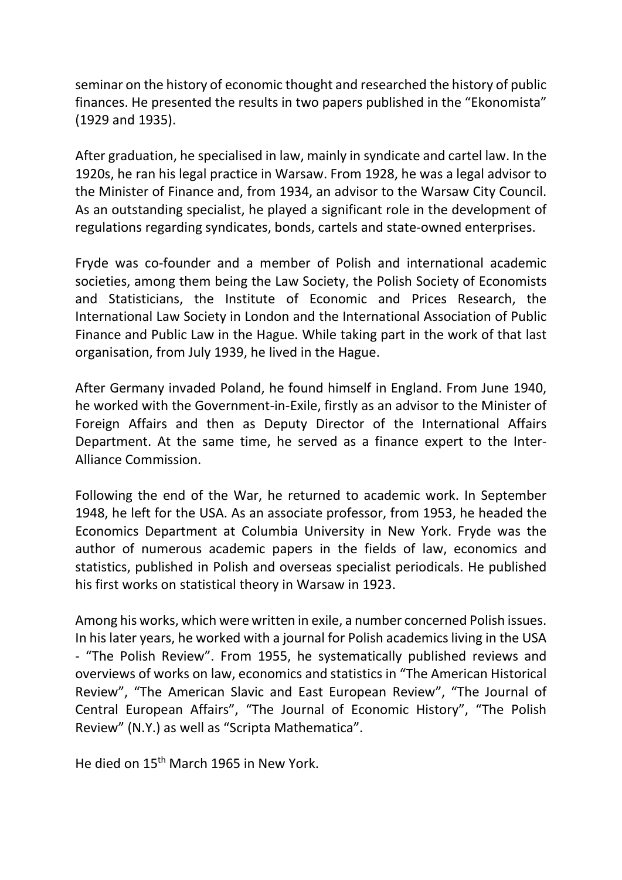seminar on the history of economic thought and researched the history of public finances. He presented the results in two papers published in the "Ekonomista" (1929 and 1935).

After graduation, he specialised in law, mainly in syndicate and cartel law. In the 1920s, he ran his legal practice in Warsaw. From 1928, he was a legal advisor to the Minister of Finance and, from 1934, an advisor to the Warsaw City Council. As an outstanding specialist, he played a significant role in the development of regulations regarding syndicates, bonds, cartels and state-owned enterprises.

Fryde was co-founder and a member of Polish and international academic societies, among them being the Law Society, the Polish Society of Economists and Statisticians, the Institute of Economic and Prices Research, the International Law Society in London and the International Association of Public Finance and Public Law in the Hague. While taking part in the work of that last organisation, from July 1939, he lived in the Hague.

After Germany invaded Poland, he found himself in England. From June 1940, he worked with the Government-in-Exile, firstly as an advisor to the Minister of Foreign Affairs and then as Deputy Director of the International Affairs Department. At the same time, he served as a finance expert to the Inter-Alliance Commission.

Following the end of the War, he returned to academic work. In September 1948, he left for the USA. As an associate professor, from 1953, he headed the Economics Department at Columbia University in New York. Fryde was the author of numerous academic papers in the fields of law, economics and statistics, published in Polish and overseas specialist periodicals. He published his first works on statistical theory in Warsaw in 1923.

Among his works, which were written in exile, a number concerned Polish issues. In his later years, he worked with a journal for Polish academics living in the USA - "The Polish Review". From 1955, he systematically published reviews and overviews of works on law, economics and statistics in "The American Historical Review", "The American Slavic and East European Review", "The Journal of Central European Affairs", "The Journal of Economic History", "The Polish Review" (N.Y.) as well as "Scripta Mathematica".

He died on 15th March 1965 in New York.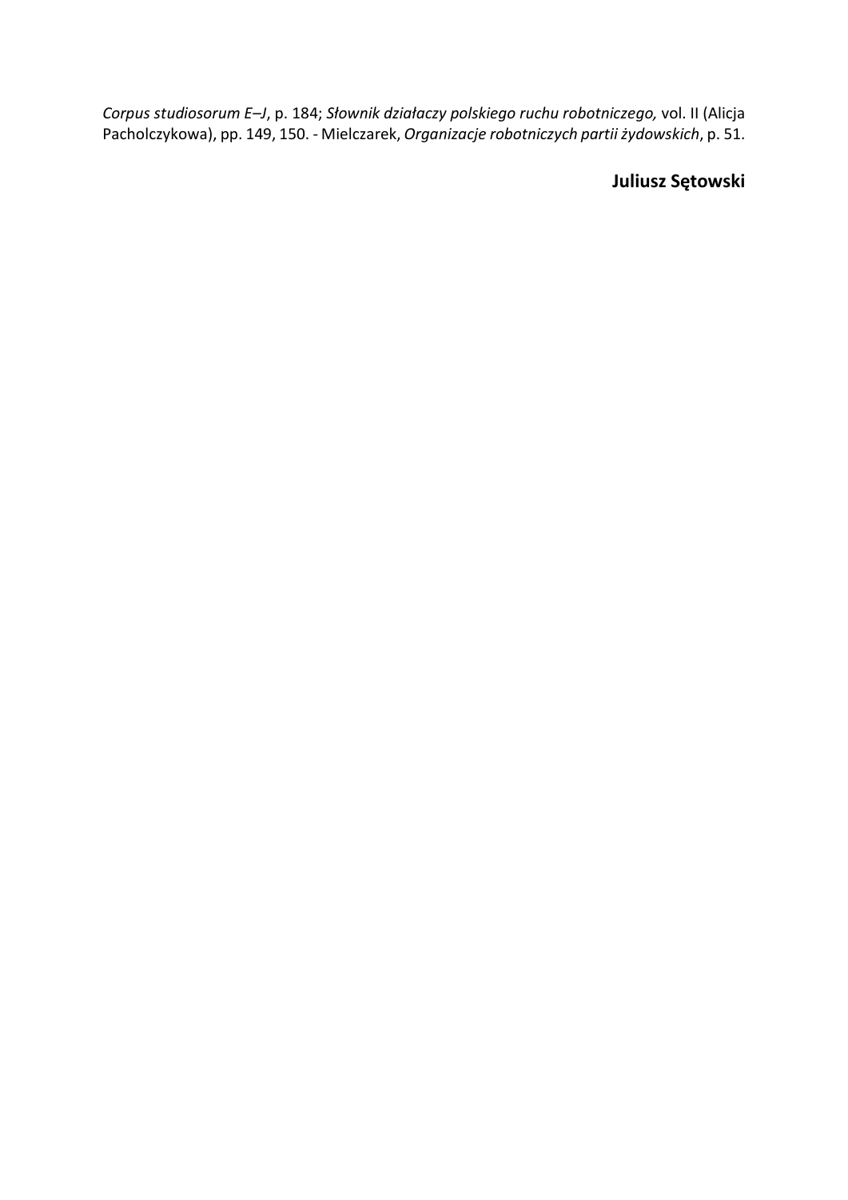*Corpus studiosorum E–J*, p. 184; *Słownik działaczy polskiego ruchu robotniczego,* vol. II (Alicja Pacholczykowa), pp. 149, 150. - Mielczarek, *Organizacje robotniczych partii żydowskich*, p. 51.

**Juliusz Sętowski**